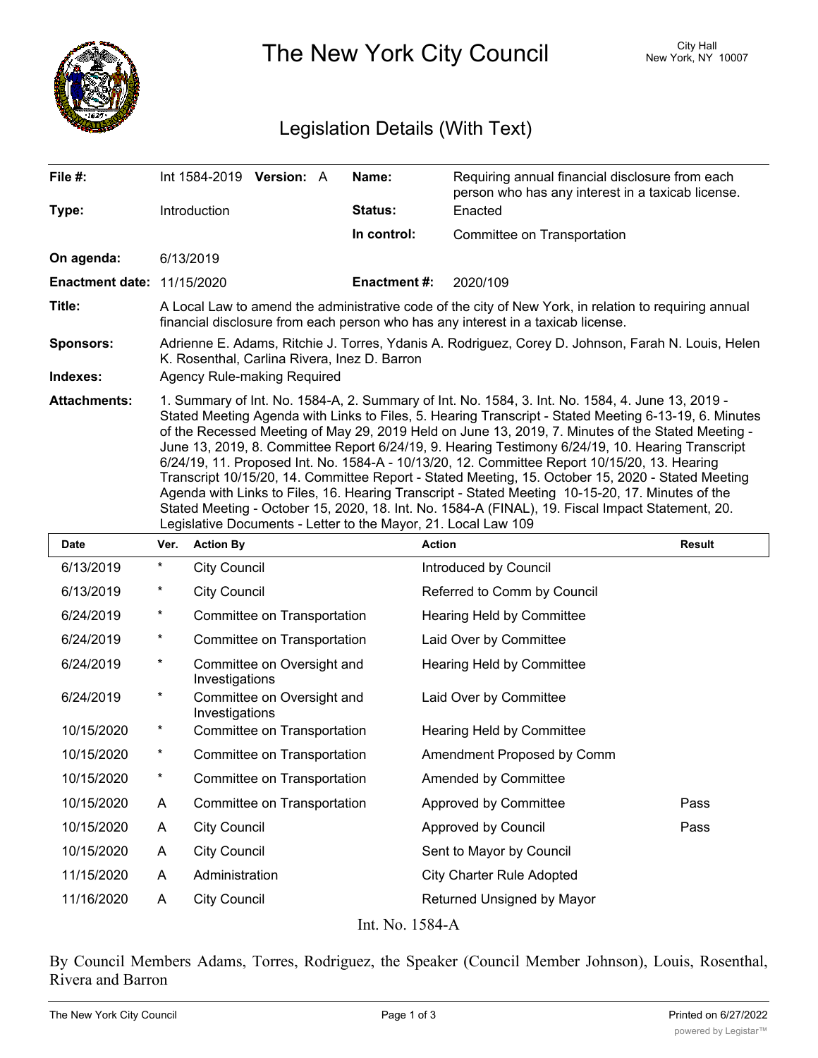# The New York City Council

City Hall
New York, NY 10007

## Legislation Details (With Text)

| | | | |
|---|---|---|---|
| **File #:** | Int 1584-2019 **Version:** A | **Name:** | Requiring annual financial disclosure from each person who has any interest in a taxicab license. |
| **Type:** | Introduction | **Status:** | Enacted |
| | | **In control:** | Committee on Transportation |
| **On agenda:** | 6/13/2019 | | |
| **Enactment date:** | 11/15/2020 | **Enactment #:** | 2020/109 |

**Title:** A Local Law to amend the administrative code of the city of New York, in relation to requiring annual financial disclosure from each person who has any interest in a taxicab license.

**Sponsors:** Adrienne E. Adams, Ritchie J. Torres, Ydanis A. Rodriguez, Corey D. Johnson, Farah N. Louis, Helen K. Rosenthal, Carlina Rivera, Inez D. Barron

**Indexes:** Agency Rule-making Required

**Attachments:** 1. Summary of Int. No. 1584-A, 2. Summary of Int. No. 1584, 3. Int. No. 1584, 4. June 13, 2019 - Stated Meeting Agenda with Links to Files, 5. Hearing Transcript - Stated Meeting 6-13-19, 6. Minutes of the Recessed Meeting of May 29, 2019 Held on June 13, 2019, 7. Minutes of the Stated Meeting - June 13, 2019, 8. Committee Report 6/24/19, 9. Hearing Testimony 6/24/19, 10. Hearing Transcript 6/24/19, 11. Proposed Int. No. 1584-A - 10/13/20, 12. Committee Report 10/15/20, 13. Hearing Transcript 10/15/20, 14. Committee Report - Stated Meeting, 15. October 15, 2020 - Stated Meeting Agenda with Links to Files, 16. Hearing Transcript - Stated Meeting 10-15-20, 17. Minutes of the Stated Meeting - October 15, 2020, 18. Int. No. 1584-A (FINAL), 19. Fiscal Impact Statement, 20. Legislative Documents - Letter to the Mayor, 21. Local Law 109

| Date | Ver. | Action By | Action | Result |
|---|---|---|---|---|
| 6/13/2019 | * | City Council | Introduced by Council | |
| 6/13/2019 | * | City Council | Referred to Comm by Council | |
| 6/24/2019 | * | Committee on Transportation | Hearing Held by Committee | |
| 6/24/2019 | * | Committee on Transportation | Laid Over by Committee | |
| 6/24/2019 | * | Committee on Oversight and Investigations | Hearing Held by Committee | |
| 6/24/2019 | * | Committee on Oversight and Investigations | Laid Over by Committee | |
| 10/15/2020 | * | Committee on Transportation | Hearing Held by Committee | |
| 10/15/2020 | * | Committee on Transportation | Amendment Proposed by Comm | |
| 10/15/2020 | * | Committee on Transportation | Amended by Committee | |
| 10/15/2020 | A | Committee on Transportation | Approved by Committee | Pass |
| 10/15/2020 | A | City Council | Approved by Council | Pass |
| 10/15/2020 | A | City Council | Sent to Mayor by Council | |
| 11/15/2020 | A | Administration | City Charter Rule Adopted | |
| 11/16/2020 | A | City Council | Returned Unsigned by Mayor | |

Int. No. 1584-A

By Council Members Adams, Torres, Rodriguez, the Speaker (Council Member Johnson), Louis, Rosenthal, Rivera and Barron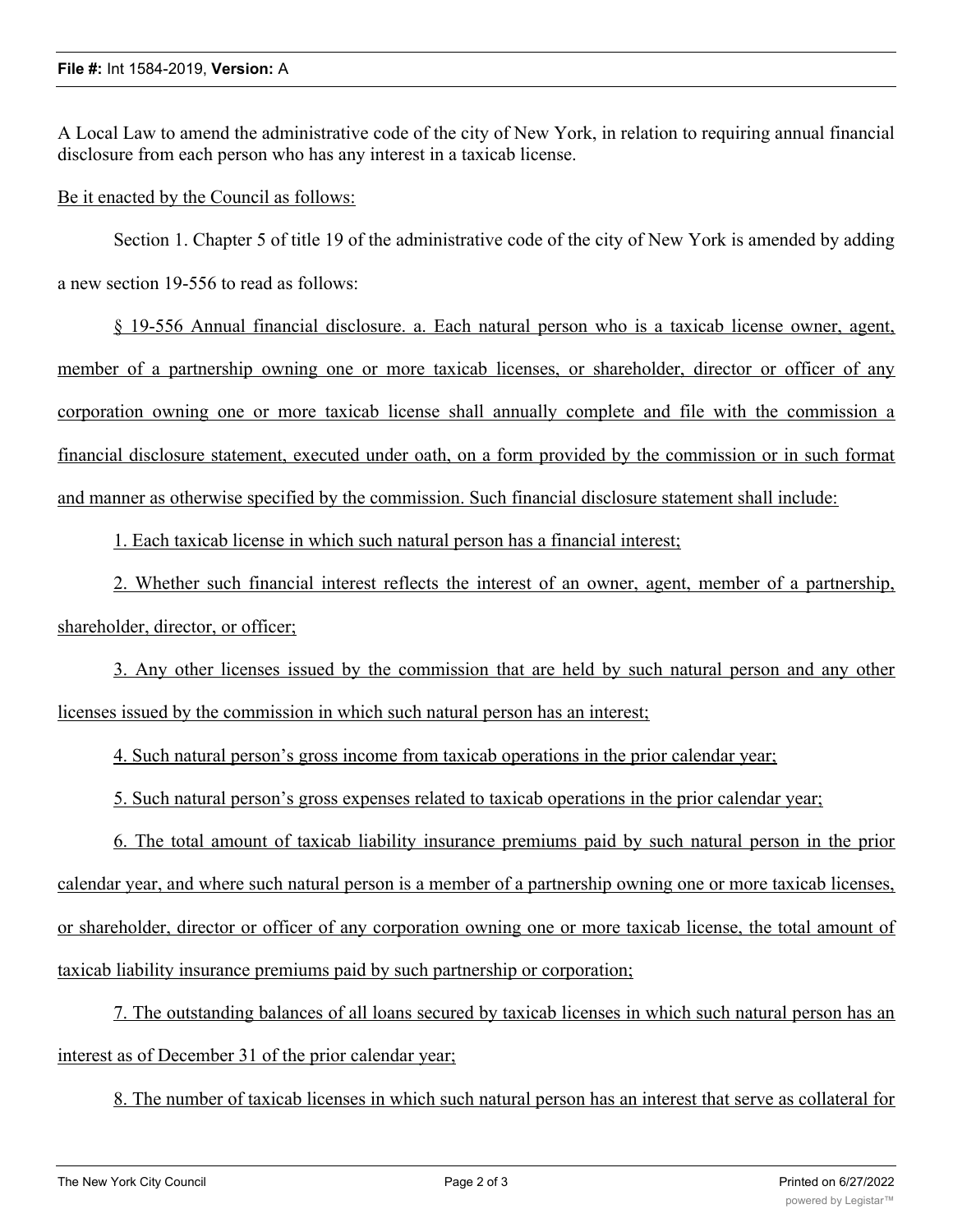**File #:** Int 1584-2019, **Version:** A

A Local Law to amend the administrative code of the city of New York, in relation to requiring annual financial disclosure from each person who has any interest in a taxicab license.

Be it enacted by the Council as follows:

Section 1. Chapter 5 of title 19 of the administrative code of the city of New York is amended by adding a new section 19-556 to read as follows:

§ 19-556 Annual financial disclosure. a. Each natural person who is a taxicab license owner, agent, member of a partnership owning one or more taxicab licenses, or shareholder, director or officer of any corporation owning one or more taxicab license shall annually complete and file with the commission a financial disclosure statement, executed under oath, on a form provided by the commission or in such format and manner as otherwise specified by the commission. Such financial disclosure statement shall include:

1. Each taxicab license in which such natural person has a financial interest;

2. Whether such financial interest reflects the interest of an owner, agent, member of a partnership, shareholder, director, or officer;

3. Any other licenses issued by the commission that are held by such natural person and any other licenses issued by the commission in which such natural person has an interest;

4. Such natural person's gross income from taxicab operations in the prior calendar year;

5. Such natural person's gross expenses related to taxicab operations in the prior calendar year;

6. The total amount of taxicab liability insurance premiums paid by such natural person in the prior calendar year, and where such natural person is a member of a partnership owning one or more taxicab licenses, or shareholder, director or officer of any corporation owning one or more taxicab license, the total amount of taxicab liability insurance premiums paid by such partnership or corporation;

7. The outstanding balances of all loans secured by taxicab licenses in which such natural person has an interest as of December 31 of the prior calendar year;

8. The number of taxicab licenses in which such natural person has an interest that serve as collateral for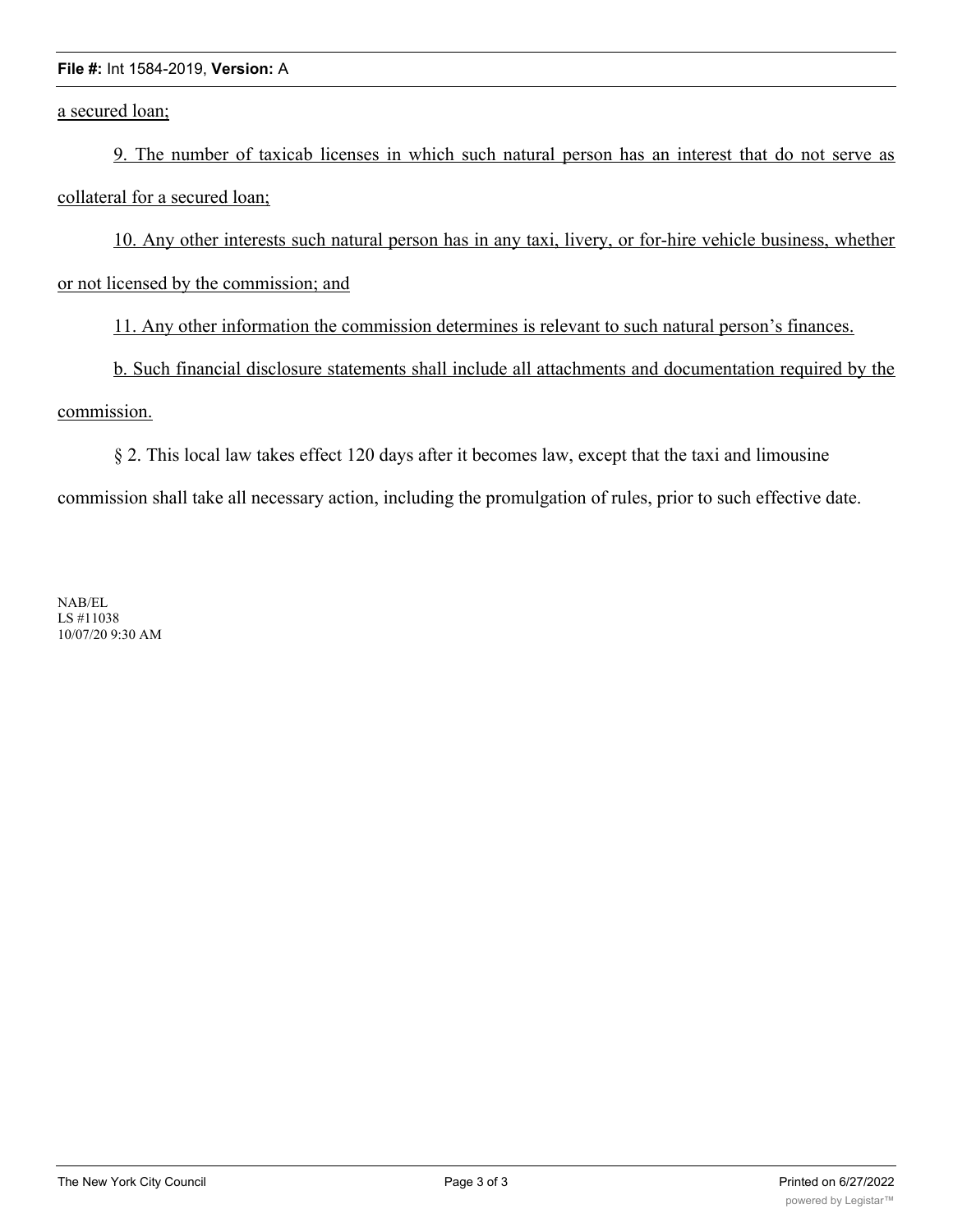a secured loan;

9. The number of taxicab licenses in which such natural person has an interest that do not serve as collateral for a secured loan;

10. Any other interests such natural person has in any taxi, livery, or for-hire vehicle business, whether or not licensed by the commission; and

11. Any other information the commission determines is relevant to such natural person's finances.

b. Such financial disclosure statements shall include all attachments and documentation required by the commission.

§ 2. This local law takes effect 120 days after it becomes law, except that the taxi and limousine commission shall take all necessary action, including the promulgation of rules, prior to such effective date.

NAB/EL
LS #11038
10/07/20 9:30 AM